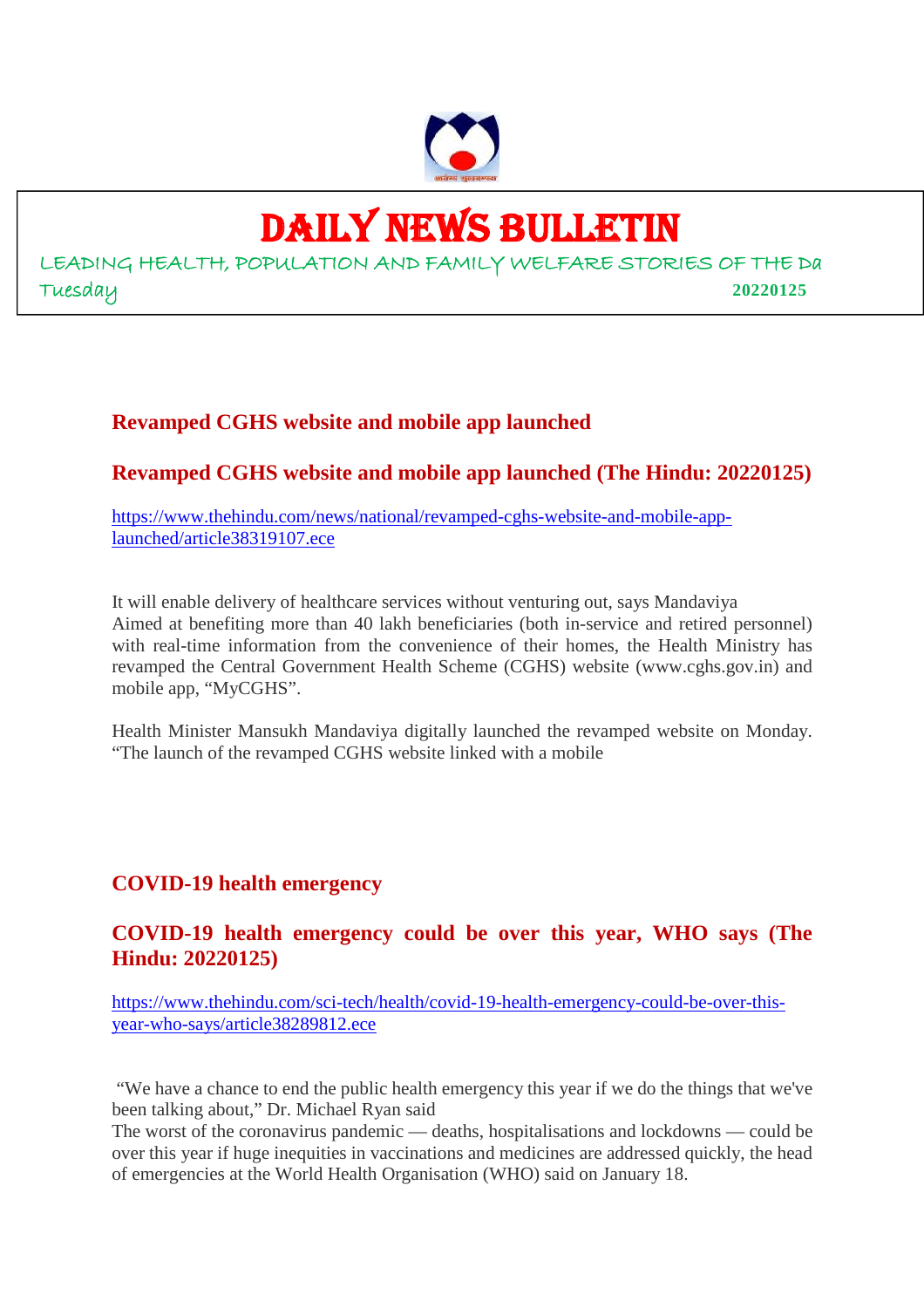# DAILY NEWS BULLETIN

LEADING HEALTH, POPULATION AND FAMILY WELFARE STORIES OF THE Da

Tuesday **20220125**

## Revamped CGHS website and mobile app launched

## Revamped CGHS website and mobile app launched (The Hindu: 20220125)

https://www.thehindu.com/news/national/revamped-cghs-website-and-mobile-app-launched/article38319107.ece

It will enable delivery of healthcare services without venturing out, says Mandaviya
Aimed at benefiting more than 40 lakh beneficiaries (both in-service and retired personnel) with real-time information from the convenience of their homes, the Health Ministry has revamped the Central Government Health Scheme (CGHS) website (www.cghs.gov.in) and mobile app, "MyCGHS".

Health Minister Mansukh Mandaviya digitally launched the revamped website on Monday. "The launch of the revamped CGHS website linked with a mobile

## COVID-19 health emergency

## COVID-19 health emergency could be over this year, WHO says (The Hindu: 20220125)

https://www.thehindu.com/sci-tech/health/covid-19-health-emergency-could-be-over-this-year-who-says/article38289812.ece

"We have a chance to end the public health emergency this year if we do the things that we've been talking about," Dr. Michael Ryan said
The worst of the coronavirus pandemic — deaths, hospitalisations and lockdowns — could be over this year if huge inequities in vaccinations and medicines are addressed quickly, the head of emergencies at the World Health Organisation (WHO) said on January 18.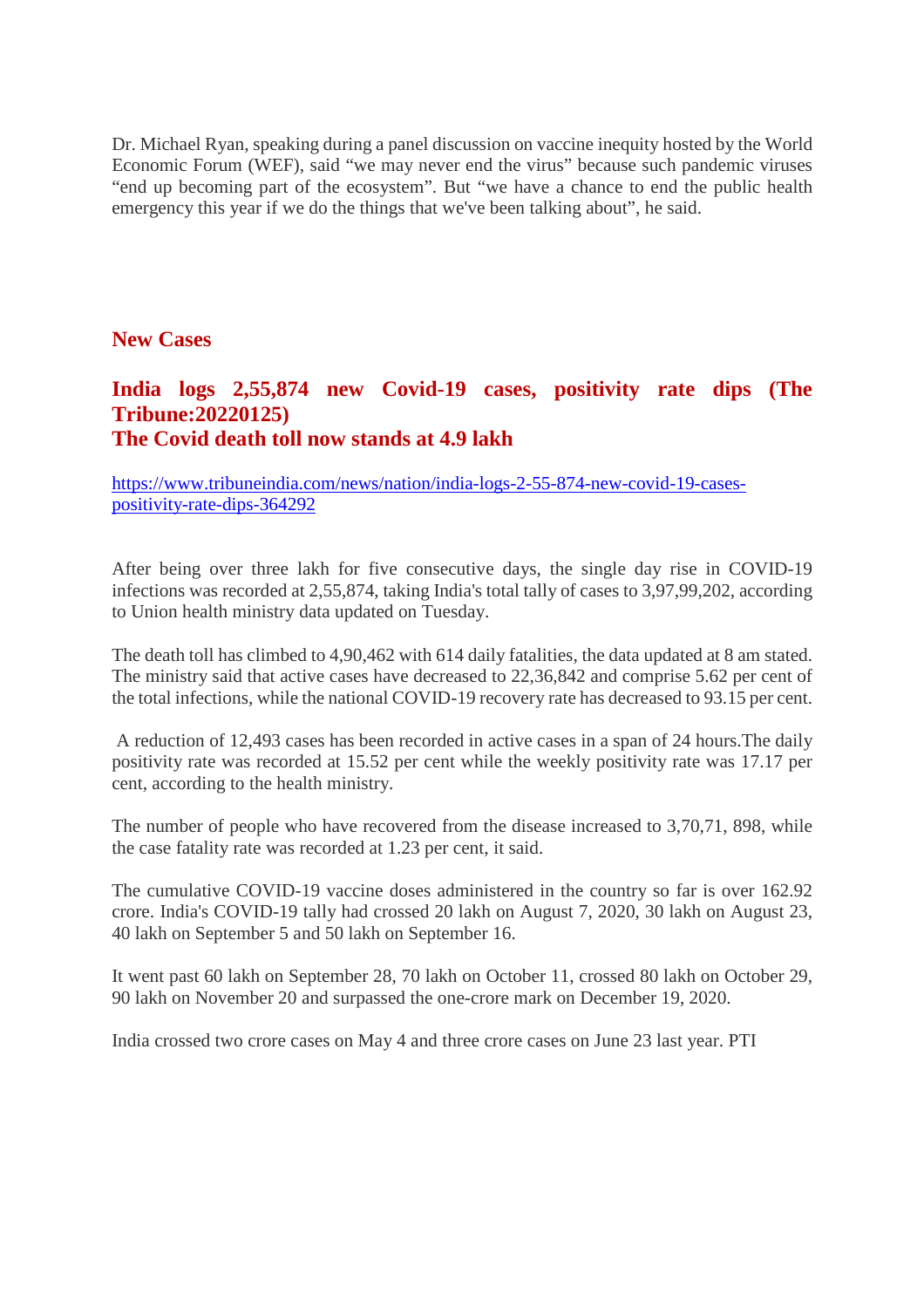Dr. Michael Ryan, speaking during a panel discussion on vaccine inequity hosted by the World Economic Forum (WEF), said "we may never end the virus" because such pandemic viruses "end up becoming part of the ecosystem". But "we have a chance to end the public health emergency this year if we do the things that we've been talking about", he said.

## New Cases

### India logs 2,55,874 new Covid-19 cases, positivity rate dips (The Tribune:20220125)
### The Covid death toll now stands at 4.9 lakh

[https://www.tribuneindia.com/news/nation/india-logs-2-55-874-new-covid-19-cases-positivity-rate-dips-364292](https://www.tribuneindia.com/news/nation/india-logs-2-55-874-new-covid-19-cases-positivity-rate-dips-364292)

After being over three lakh for five consecutive days, the single day rise in COVID-19 infections was recorded at 2,55,874, taking India's total tally of cases to 3,97,99,202, according to Union health ministry data updated on Tuesday.

The death toll has climbed to 4,90,462 with 614 daily fatalities, the data updated at 8 am stated. The ministry said that active cases have decreased to 22,36,842 and comprise 5.62 per cent of the total infections, while the national COVID-19 recovery rate has decreased to 93.15 per cent.

A reduction of 12,493 cases has been recorded in active cases in a span of 24 hours.The daily positivity rate was recorded at 15.52 per cent while the weekly positivity rate was 17.17 per cent, according to the health ministry.

The number of people who have recovered from the disease increased to 3,70,71, 898, while the case fatality rate was recorded at 1.23 per cent, it said.

The cumulative COVID-19 vaccine doses administered in the country so far is over 162.92 crore. India's COVID-19 tally had crossed 20 lakh on August 7, 2020, 30 lakh on August 23, 40 lakh on September 5 and 50 lakh on September 16.

It went past 60 lakh on September 28, 70 lakh on October 11, crossed 80 lakh on October 29, 90 lakh on November 20 and surpassed the one-crore mark on December 19, 2020.

India crossed two crore cases on May 4 and three crore cases on June 23 last year. PTI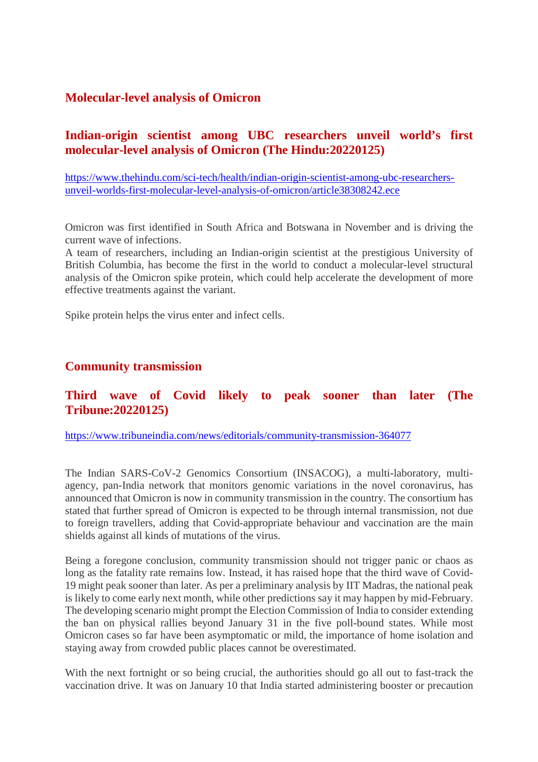## Molecular-level analysis of Omicron

### Indian-origin scientist among UBC researchers unveil world's first molecular-level analysis of Omicron (The Hindu:20220125)

https://www.thehindu.com/sci-tech/health/indian-origin-scientist-among-ubc-researchers-unveil-worlds-first-molecular-level-analysis-of-omicron/article38308242.ece

Omicron was first identified in South Africa and Botswana in November and is driving the current wave of infections.
A team of researchers, including an Indian-origin scientist at the prestigious University of British Columbia, has become the first in the world to conduct a molecular-level structural analysis of the Omicron spike protein, which could help accelerate the development of more effective treatments against the variant.

Spike protein helps the virus enter and infect cells.

## Community transmission

### Third wave of Covid likely to peak sooner than later (The Tribune:20220125)

https://www.tribuneindia.com/news/editorials/community-transmission-364077

The Indian SARS-CoV-2 Genomics Consortium (INSACOG), a multi-laboratory, multi-agency, pan-India network that monitors genomic variations in the novel coronavirus, has announced that Omicron is now in community transmission in the country. The consortium has stated that further spread of Omicron is expected to be through internal transmission, not due to foreign travellers, adding that Covid-appropriate behaviour and vaccination are the main shields against all kinds of mutations of the virus.

Being a foregone conclusion, community transmission should not trigger panic or chaos as long as the fatality rate remains low. Instead, it has raised hope that the third wave of Covid-19 might peak sooner than later. As per a preliminary analysis by IIT Madras, the national peak is likely to come early next month, while other predictions say it may happen by mid-February. The developing scenario might prompt the Election Commission of India to consider extending the ban on physical rallies beyond January 31 in the five poll-bound states. While most Omicron cases so far have been asymptomatic or mild, the importance of home isolation and staying away from crowded public places cannot be overestimated.

With the next fortnight or so being crucial, the authorities should go all out to fast-track the vaccination drive. It was on January 10 that India started administering booster or precaution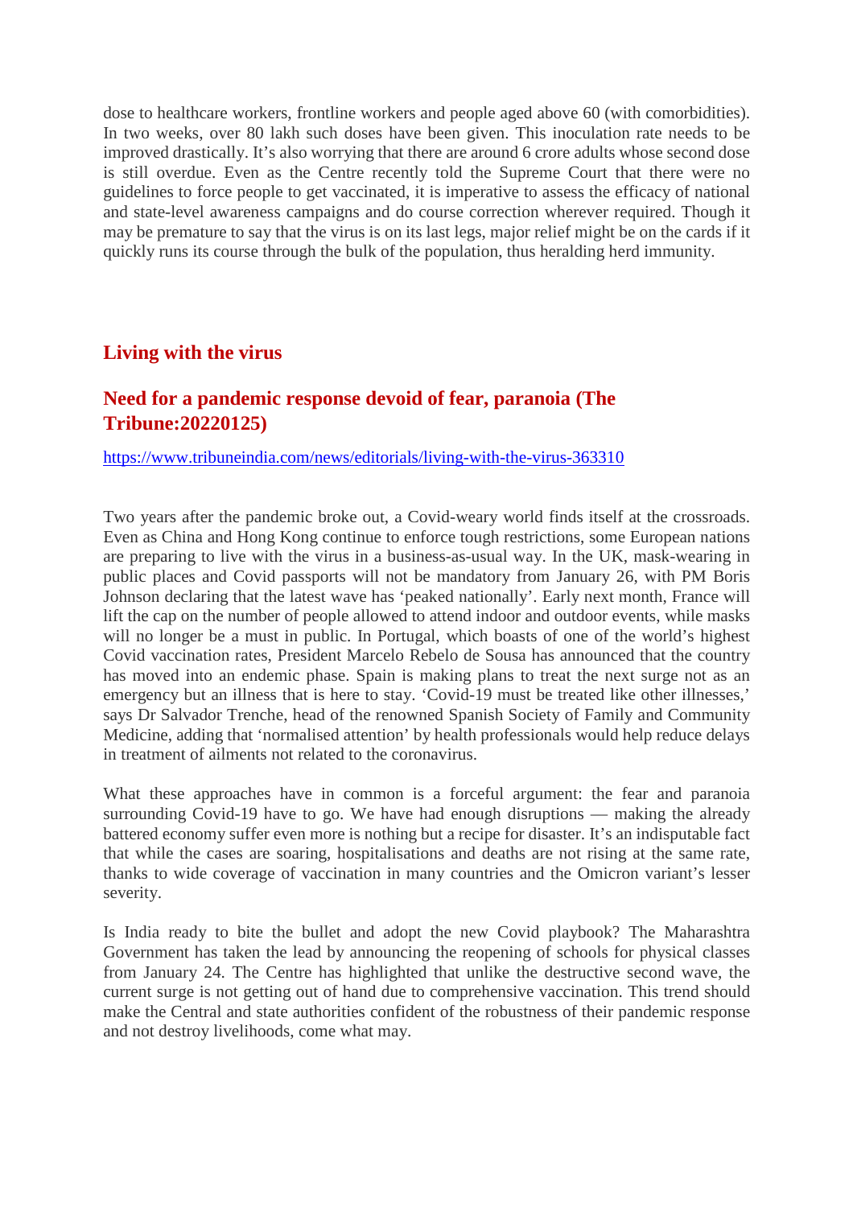dose to healthcare workers, frontline workers and people aged above 60 (with comorbidities). In two weeks, over 80 lakh such doses have been given. This inoculation rate needs to be improved drastically. It's also worrying that there are around 6 crore adults whose second dose is still overdue. Even as the Centre recently told the Supreme Court that there were no guidelines to force people to get vaccinated, it is imperative to assess the efficacy of national and state-level awareness campaigns and do course correction wherever required. Though it may be premature to say that the virus is on its last legs, major relief might be on the cards if it quickly runs its course through the bulk of the population, thus heralding herd immunity.

## Living with the virus

## Need for a pandemic response devoid of fear, paranoia (The Tribune:20220125)

https://www.tribuneindia.com/news/editorials/living-with-the-virus-363310

Two years after the pandemic broke out, a Covid-weary world finds itself at the crossroads. Even as China and Hong Kong continue to enforce tough restrictions, some European nations are preparing to live with the virus in a business-as-usual way. In the UK, mask-wearing in public places and Covid passports will not be mandatory from January 26, with PM Boris Johnson declaring that the latest wave has 'peaked nationally'. Early next month, France will lift the cap on the number of people allowed to attend indoor and outdoor events, while masks will no longer be a must in public. In Portugal, which boasts of one of the world's highest Covid vaccination rates, President Marcelo Rebelo de Sousa has announced that the country has moved into an endemic phase. Spain is making plans to treat the next surge not as an emergency but an illness that is here to stay. 'Covid-19 must be treated like other illnesses,' says Dr Salvador Trenche, head of the renowned Spanish Society of Family and Community Medicine, adding that 'normalised attention' by health professionals would help reduce delays in treatment of ailments not related to the coronavirus.

What these approaches have in common is a forceful argument: the fear and paranoia surrounding Covid-19 have to go. We have had enough disruptions — making the already battered economy suffer even more is nothing but a recipe for disaster. It's an indisputable fact that while the cases are soaring, hospitalisations and deaths are not rising at the same rate, thanks to wide coverage of vaccination in many countries and the Omicron variant's lesser severity.

Is India ready to bite the bullet and adopt the new Covid playbook? The Maharashtra Government has taken the lead by announcing the reopening of schools for physical classes from January 24. The Centre has highlighted that unlike the destructive second wave, the current surge is not getting out of hand due to comprehensive vaccination. This trend should make the Central and state authorities confident of the robustness of their pandemic response and not destroy livelihoods, come what may.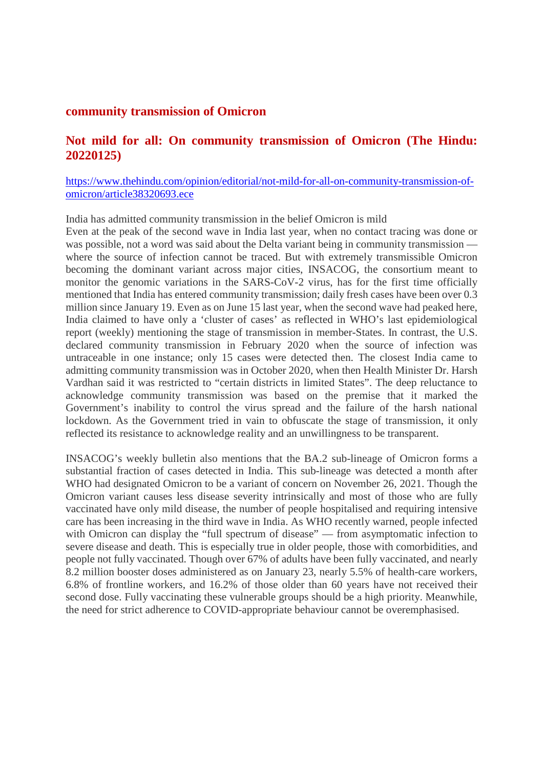## community transmission of Omicron

### Not mild for all: On community transmission of Omicron (The Hindu: 20220125)

https://www.thehindu.com/opinion/editorial/not-mild-for-all-on-community-transmission-of-omicron/article38320693.ece

India has admitted community transmission in the belief Omicron is mild

Even at the peak of the second wave in India last year, when no contact tracing was done or was possible, not a word was said about the Delta variant being in community transmission — where the source of infection cannot be traced. But with extremely transmissible Omicron becoming the dominant variant across major cities, INSACOG, the consortium meant to monitor the genomic variations in the SARS-CoV-2 virus, has for the first time officially mentioned that India has entered community transmission; daily fresh cases have been over 0.3 million since January 19. Even as on June 15 last year, when the second wave had peaked here, India claimed to have only a 'cluster of cases' as reflected in WHO's last epidemiological report (weekly) mentioning the stage of transmission in member-States. In contrast, the U.S. declared community transmission in February 2020 when the source of infection was untraceable in one instance; only 15 cases were detected then. The closest India came to admitting community transmission was in October 2020, when then Health Minister Dr. Harsh Vardhan said it was restricted to "certain districts in limited States". The deep reluctance to acknowledge community transmission was based on the premise that it marked the Government's inability to control the virus spread and the failure of the harsh national lockdown. As the Government tried in vain to obfuscate the stage of transmission, it only reflected its resistance to acknowledge reality and an unwillingness to be transparent.

INSACOG's weekly bulletin also mentions that the BA.2 sub-lineage of Omicron forms a substantial fraction of cases detected in India. This sub-lineage was detected a month after WHO had designated Omicron to be a variant of concern on November 26, 2021. Though the Omicron variant causes less disease severity intrinsically and most of those who are fully vaccinated have only mild disease, the number of people hospitalised and requiring intensive care has been increasing in the third wave in India. As WHO recently warned, people infected with Omicron can display the "full spectrum of disease" — from asymptomatic infection to severe disease and death. This is especially true in older people, those with comorbidities, and people not fully vaccinated. Though over 67% of adults have been fully vaccinated, and nearly 8.2 million booster doses administered as on January 23, nearly 5.5% of health-care workers, 6.8% of frontline workers, and 16.2% of those older than 60 years have not received their second dose. Fully vaccinating these vulnerable groups should be a high priority. Meanwhile, the need for strict adherence to COVID-appropriate behaviour cannot be overemphasised.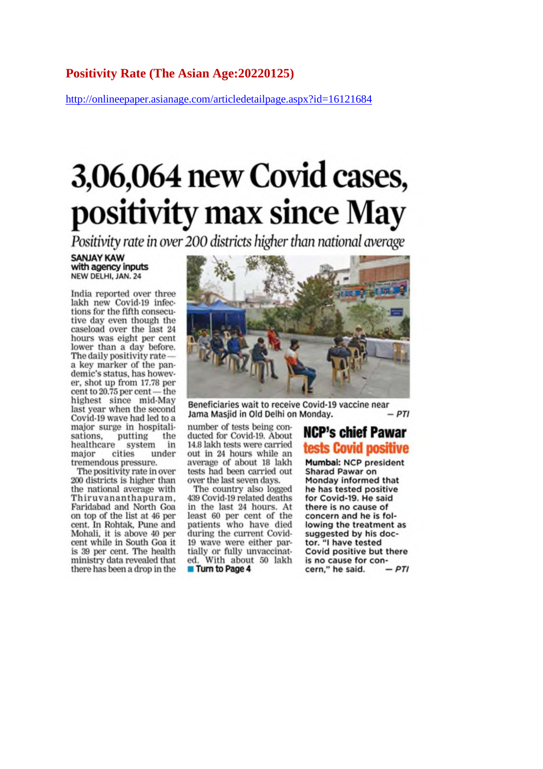**Positivity Rate (The Asian Age:20220125)**

http://onlineepaper.asianage.com/articledetailpage.aspx?id=16121684

# 3,06,064 new Covid cases, positivity max since May

*Positivity rate in over 200 districts higher than national average*

**SANJAY KAW**
**with agency inputs**
NEW DELHI, JAN. 24

India reported over three lakh new Covid-19 infections for the fifth consecutive day even though the caseload over the last 24 hours was eight per cent lower than a day before. The daily positivity rate — a key marker of the pandemic's status, has however, shot up from 17.78 per cent to 20.75 per cent — the highest since mid-May last year when the second Covid-19 wave had led to a major surge in hospitalisations, putting the healthcare system in major cities under tremendous pressure.

The positivity rate in over 200 districts is higher than the national average with Thiruvananthapuram, Faridabad and North Goa on top of the list at 46 per cent. In Rohtak, Pune and Mohali, it is above 40 per cent while in South Goa it is 39 per cent. The health ministry data revealed that there has been a drop in the number of tests being conducted for Covid-19. About 14.8 lakh tests were carried out in 24 hours while an average of about 18 lakh tests had been carried out over the last seven days.

The country also logged 439 Covid-19 related deaths in the last 24 hours. At least 60 per cent of the patients who have died during the current Covid-19 wave were either partially or fully unvaccinated. With about 50 lakh

**Turn to Page 4**

Beneficiaries wait to receive Covid-19 vaccine near Jama Masjid in Old Delhi on Monday. — PTI

## NCP's chief Pawar tests Covid positive

**Mumbai:** NCP president Sharad Pawar on Monday informed that he has tested positive for Covid-19. He said there is no cause of concern and he is following the treatment as suggested by his doctor. "I have tested Covid positive but there is no cause for concern," he said. — PTI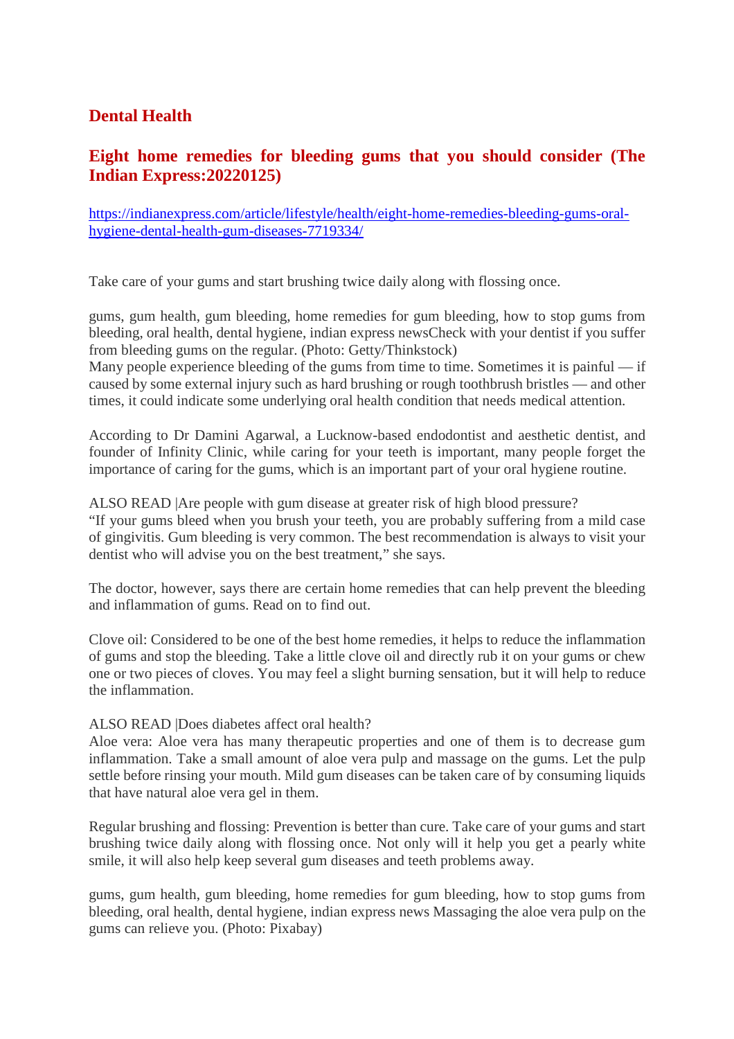## Dental Health

## Eight home remedies for bleeding gums that you should consider (The Indian Express:20220125)

https://indianexpress.com/article/lifestyle/health/eight-home-remedies-bleeding-gums-oral-hygiene-dental-health-gum-diseases-7719334/

Take care of your gums and start brushing twice daily along with flossing once.

gums, gum health, gum bleeding, home remedies for gum bleeding, how to stop gums from bleeding, oral health, dental hygiene, indian express newsCheck with your dentist if you suffer from bleeding gums on the regular. (Photo: Getty/Thinkstock)
Many people experience bleeding of the gums from time to time. Sometimes it is painful — if caused by some external injury such as hard brushing or rough toothbrush bristles — and other times, it could indicate some underlying oral health condition that needs medical attention.

According to Dr Damini Agarwal, a Lucknow-based endodontist and aesthetic dentist, and founder of Infinity Clinic, while caring for your teeth is important, many people forget the importance of caring for the gums, which is an important part of your oral hygiene routine.

ALSO READ |Are people with gum disease at greater risk of high blood pressure?
"If your gums bleed when you brush your teeth, you are probably suffering from a mild case of gingivitis. Gum bleeding is very common. The best recommendation is always to visit your dentist who will advise you on the best treatment," she says.

The doctor, however, says there are certain home remedies that can help prevent the bleeding and inflammation of gums. Read on to find out.

Clove oil: Considered to be one of the best home remedies, it helps to reduce the inflammation of gums and stop the bleeding. Take a little clove oil and directly rub it on your gums or chew one or two pieces of cloves. You may feel a slight burning sensation, but it will help to reduce the inflammation.

ALSO READ |Does diabetes affect oral health?
Aloe vera: Aloe vera has many therapeutic properties and one of them is to decrease gum inflammation. Take a small amount of aloe vera pulp and massage on the gums. Let the pulp settle before rinsing your mouth. Mild gum diseases can be taken care of by consuming liquids that have natural aloe vera gel in them.

Regular brushing and flossing: Prevention is better than cure. Take care of your gums and start brushing twice daily along with flossing once. Not only will it help you get a pearly white smile, it will also help keep several gum diseases and teeth problems away.

gums, gum health, gum bleeding, home remedies for gum bleeding, how to stop gums from bleeding, oral health, dental hygiene, indian express news Massaging the aloe vera pulp on the gums can relieve you. (Photo: Pixabay)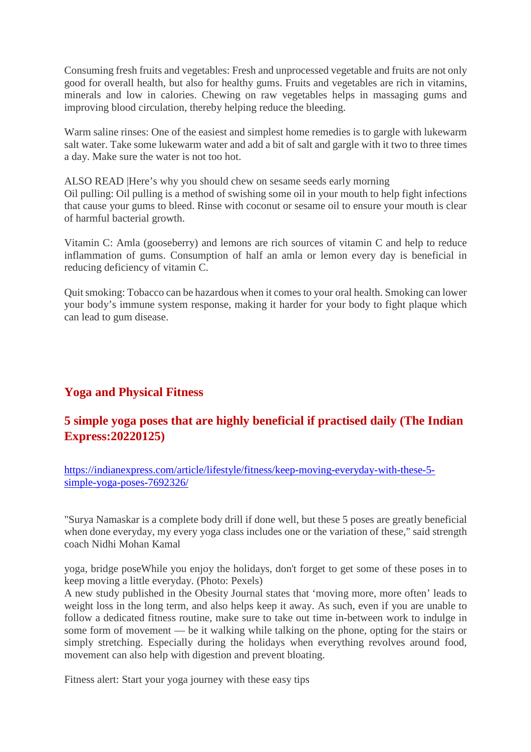Consuming fresh fruits and vegetables: Fresh and unprocessed vegetable and fruits are not only good for overall health, but also for healthy gums. Fruits and vegetables are rich in vitamins, minerals and low in calories. Chewing on raw vegetables helps in massaging gums and improving blood circulation, thereby helping reduce the bleeding.

Warm saline rinses: One of the easiest and simplest home remedies is to gargle with lukewarm salt water. Take some lukewarm water and add a bit of salt and gargle with it two to three times a day. Make sure the water is not too hot.

ALSO READ |Here's why you should chew on sesame seeds early morning
Oil pulling: Oil pulling is a method of swishing some oil in your mouth to help fight infections that cause your gums to bleed. Rinse with coconut or sesame oil to ensure your mouth is clear of harmful bacterial growth.

Vitamin C: Amla (gooseberry) and lemons are rich sources of vitamin C and help to reduce inflammation of gums. Consumption of half an amla or lemon every day is beneficial in reducing deficiency of vitamin C.

Quit smoking: Tobacco can be hazardous when it comes to your oral health. Smoking can lower your body's immune system response, making it harder for your body to fight plaque which can lead to gum disease.

## Yoga and Physical Fitness

## 5 simple yoga poses that are highly beneficial if practised daily (The Indian Express:20220125)

https://indianexpress.com/article/lifestyle/fitness/keep-moving-everyday-with-these-5-simple-yoga-poses-7692326/

"Surya Namaskar is a complete body drill if done well, but these 5 poses are greatly beneficial when done everyday, my every yoga class includes one or the variation of these," said strength coach Nidhi Mohan Kamal

yoga, bridge poseWhile you enjoy the holidays, don't forget to get some of these poses in to keep moving a little everyday. (Photo: Pexels)
A new study published in the Obesity Journal states that 'moving more, more often' leads to weight loss in the long term, and also helps keep it away. As such, even if you are unable to follow a dedicated fitness routine, make sure to take out time in-between work to indulge in some form of movement — be it walking while talking on the phone, opting for the stairs or simply stretching. Especially during the holidays when everything revolves around food, movement can also help with digestion and prevent bloating.

Fitness alert: Start your yoga journey with these easy tips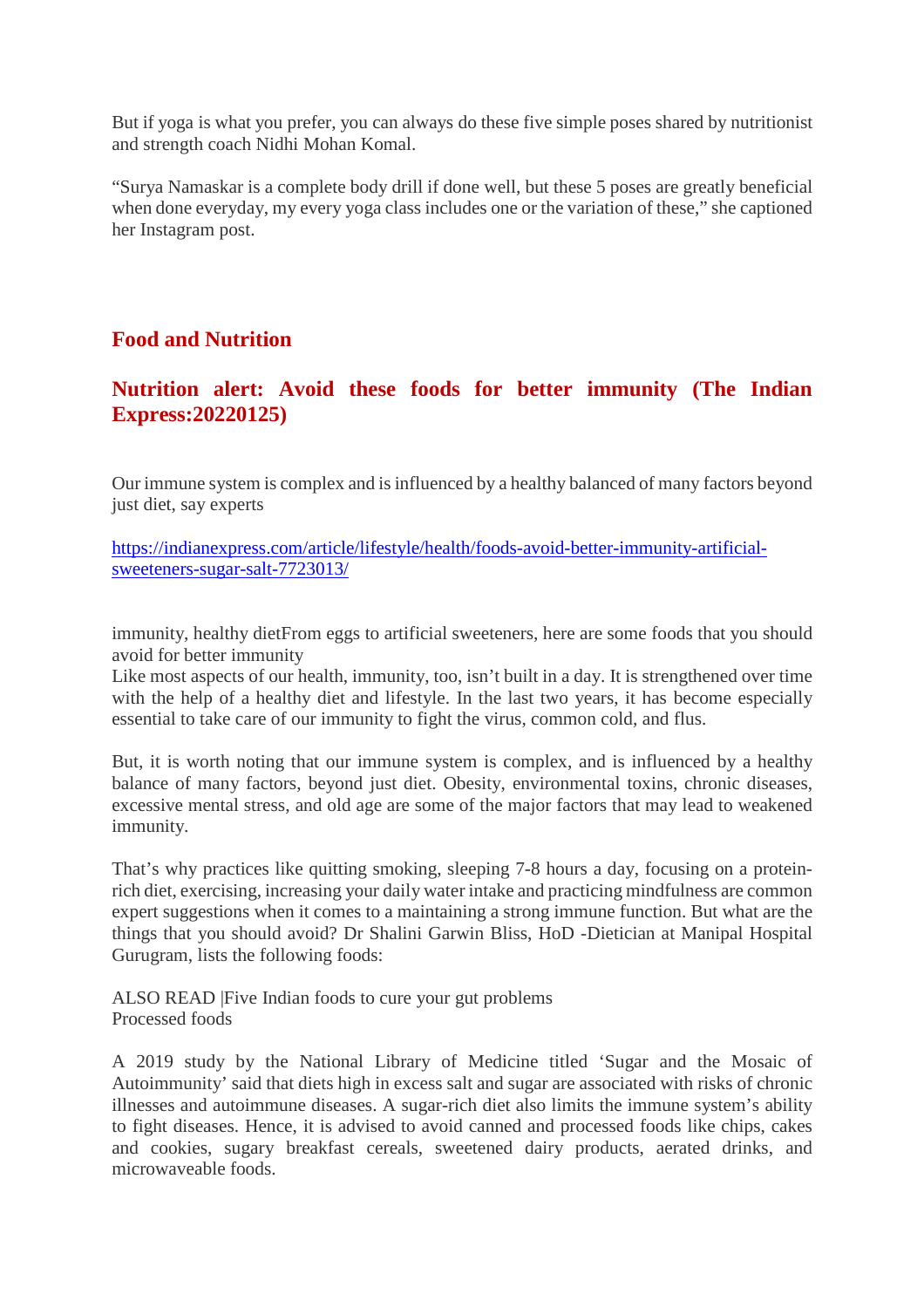But if yoga is what you prefer, you can always do these five simple poses shared by nutritionist and strength coach Nidhi Mohan Komal.

“Surya Namaskar is a complete body drill if done well, but these 5 poses are greatly beneficial when done everyday, my every yoga class includes one or the variation of these,” she captioned her Instagram post.

## Food and Nutrition

### Nutrition alert: Avoid these foods for better immunity (The Indian Express:20220125)

Our immune system is complex and is influenced by a healthy balanced of many factors beyond just diet, say experts

[https://indianexpress.com/article/lifestyle/health/foods-avoid-better-immunity-artificial-sweeteners-sugar-salt-7723013/](https://indianexpress.com/article/lifestyle/health/foods-avoid-better-immunity-artificial-sweeteners-sugar-salt-7723013/)

immunity, healthy dietFrom eggs to artificial sweeteners, here are some foods that you should avoid for better immunity
Like most aspects of our health, immunity, too, isn’t built in a day. It is strengthened over time with the help of a healthy diet and lifestyle. In the last two years, it has become especially essential to take care of our immunity to fight the virus, common cold, and flus.

But, it is worth noting that our immune system is complex, and is influenced by a healthy balance of many factors, beyond just diet. Obesity, environmental toxins, chronic diseases, excessive mental stress, and old age are some of the major factors that may lead to weakened immunity.

That’s why practices like quitting smoking, sleeping 7-8 hours a day, focusing on a protein-rich diet, exercising, increasing your daily water intake and practicing mindfulness are common expert suggestions when it comes to a maintaining a strong immune function. But what are the things that you should avoid? Dr Shalini Garwin Bliss, HoD -Dietician at Manipal Hospital Gurugram, lists the following foods:

ALSO READ |Five Indian foods to cure your gut problems
Processed foods

A 2019 study by the National Library of Medicine titled ‘Sugar and the Mosaic of Autoimmunity’ said that diets high in excess salt and sugar are associated with risks of chronic illnesses and autoimmune diseases. A sugar-rich diet also limits the immune system’s ability to fight diseases. Hence, it is advised to avoid canned and processed foods like chips, cakes and cookies, sugary breakfast cereals, sweetened dairy products, aerated drinks, and microwaveable foods.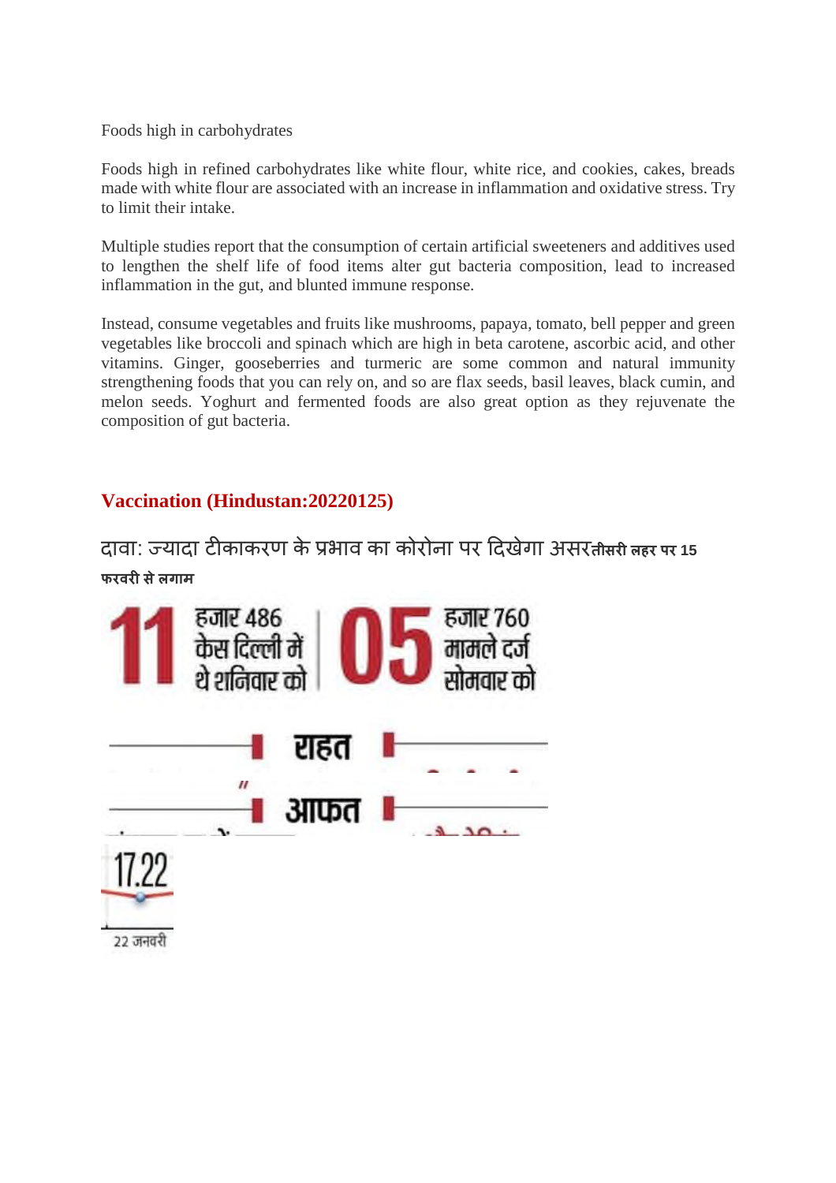Foods high in carbohydrates

Foods high in refined carbohydrates like white flour, white rice, and cookies, cakes, breads made with white flour are associated with an increase in inflammation and oxidative stress. Try to limit their intake.

Multiple studies report that the consumption of certain artificial sweeteners and additives used to lengthen the shelf life of food items alter gut bacteria composition, lead to increased inflammation in the gut, and blunted immune response.

Instead, consume vegetables and fruits like mushrooms, papaya, tomato, bell pepper and green vegetables like broccoli and spinach which are high in beta carotene, ascorbic acid, and other vitamins. Ginger, gooseberries and turmeric are some common and natural immunity strengthening foods that you can rely on, and so are flax seeds, basil leaves, black cumin, and melon seeds. Yoghurt and fermented foods are also great option as they rejuvenate the composition of gut bacteria.

## Vaccination (Hindustan:20220125)

दावा: ज्यादा टीकाकरण के प्रभाव का कोरोना पर दिखेगा असर**तीसरी लहर पर 15 फरवरी से लगाम**

11 हजार 486 केस दिल्ली में थे शनिवार को | 05 हजार 760 मामले दर्ज सोमवार को

राहत

आफत

17.22

22 जनवरी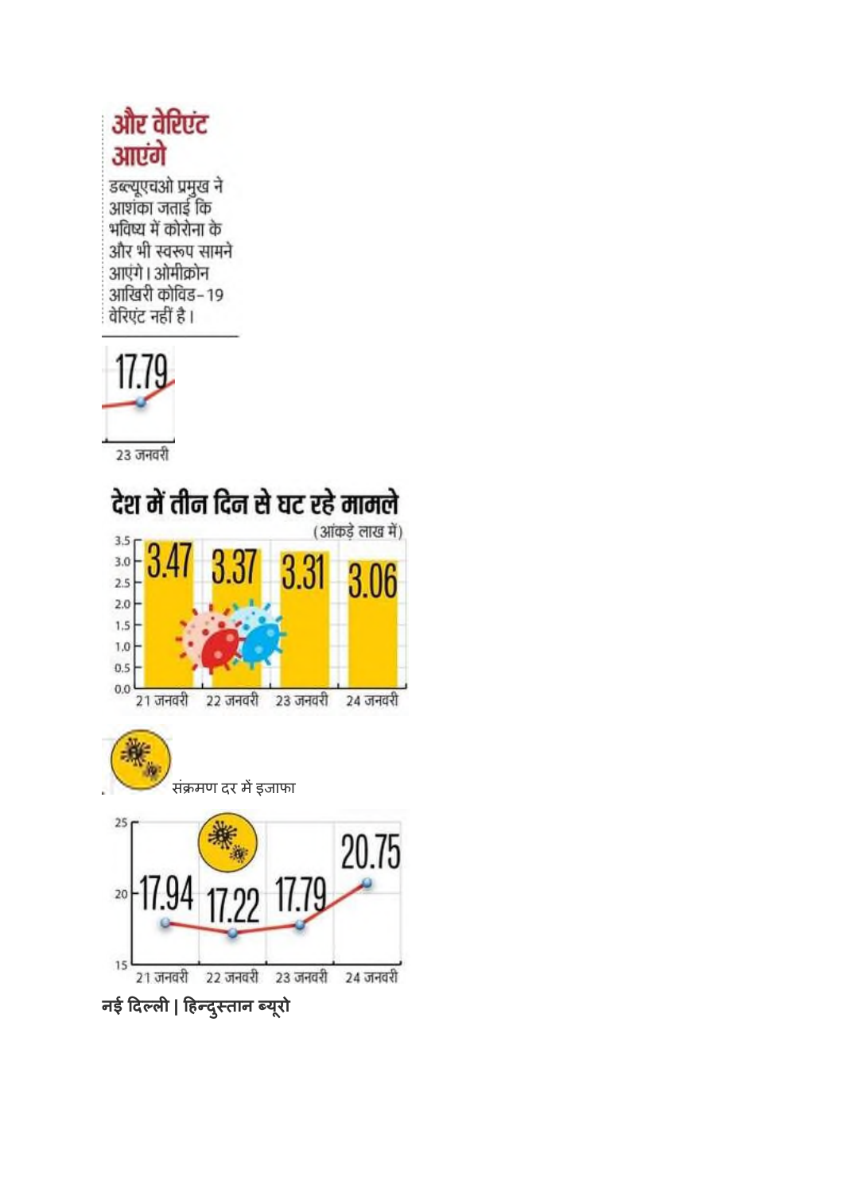## और वेरिएंट आएंगे

डब्ल्यूएचओ प्रमुख ने आशंका जताई कि भविष्य में कोरोना के और भी स्वरूप सामने आएंगे। ओमीक्रोन आखिरी कोविड-19 वेरिएंट नहीं है।

17.79

23 जनवरी

## देश में तीन दिन से घट रहे मामले

(आंकड़े लाख में)

| 21 जनवरी | 22 जनवरी | 23 जनवरी | 24 जनवरी |
|---|---|---|---|
| 3.47 | 3.37 | 3.31 | 3.06 |

संक्रमण दर में इजाफा

| 21 जनवरी | 22 जनवरी | 23 जनवरी | 24 जनवरी |
|---|---|---|---|
| 17.94 | 17.22 | 17.79 | 20.75 |

**नई दिल्ली | हिन्दुस्तान ब्यूरो**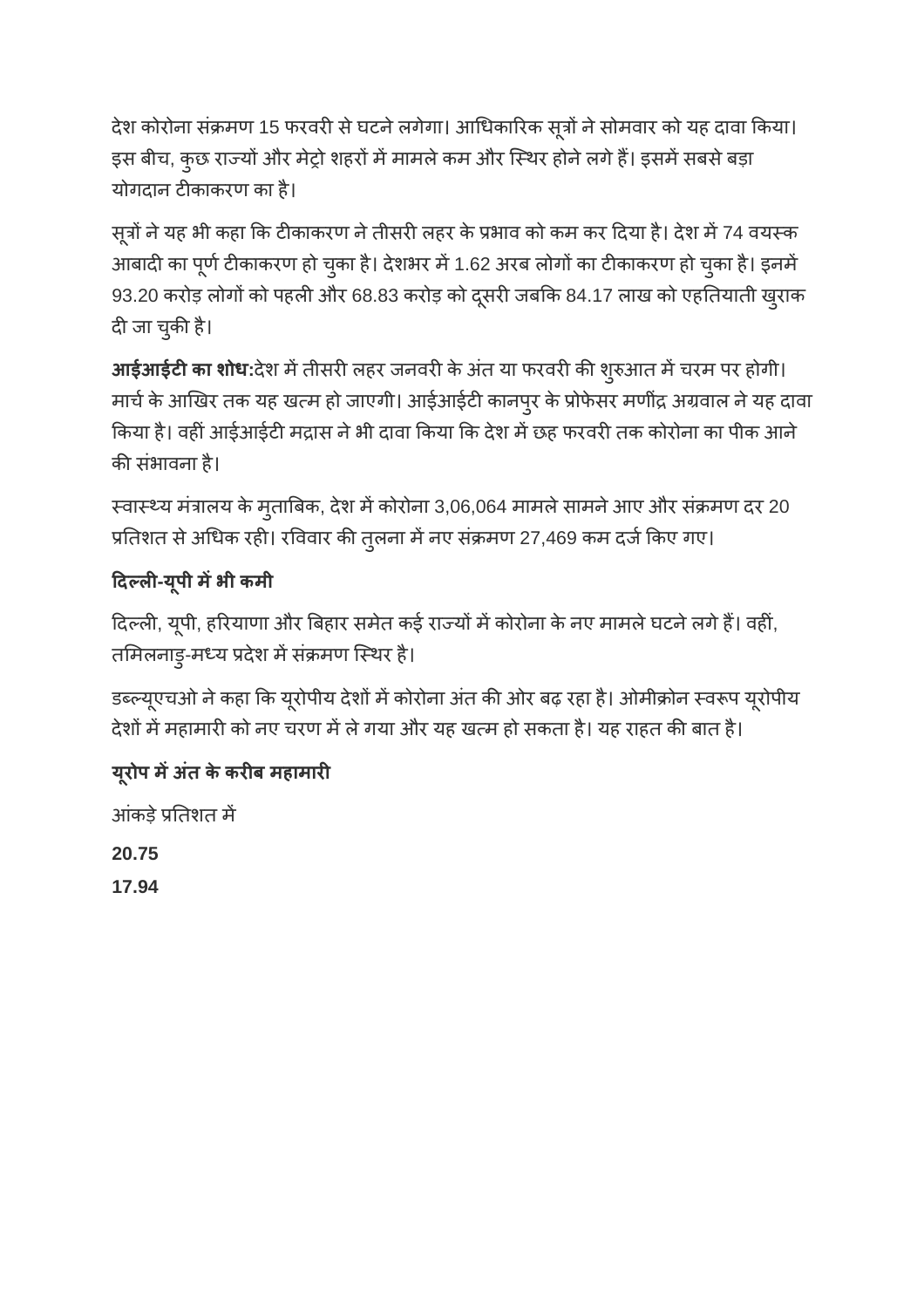देश कोरोना संक्रमण 15 फरवरी से घटने लगेगा। आधिकारिक सूत्रों ने सोमवार को यह दावा किया। इस बीच, कुछ राज्यों और मेट्रो शहरों में मामले कम और स्थिर होने लगे हैं। इसमें सबसे बड़ा योगदान टीकाकरण का है।

सूत्रों ने यह भी कहा कि टीकाकरण ने तीसरी लहर के प्रभाव को कम कर दिया है। देश में 74 वयस्क आबादी का पूर्ण टीकाकरण हो चुका है। देशभर में 1.62 अरब लोगों का टीकाकरण हो चुका है। इनमें 93.20 करोड़ लोगों को पहली और 68.83 करोड़ को दूसरी जबकि 84.17 लाख को एहतियाती खुराक दी जा चुकी है।

**आईआईटी का शोध:**देश में तीसरी लहर जनवरी के अंत या फरवरी की शुरुआत में चरम पर होगी। मार्च के आखिर तक यह खत्म हो जाएगी। आईआईटी कानपुर के प्रोफेसर मणींद्र अग्रवाल ने यह दावा किया है। वहीं आईआईटी मद्रास ने भी दावा किया कि देश में छह फरवरी तक कोरोना का पीक आने की संभावना है।

स्वास्थ्य मंत्रालय के मुताबिक, देश में कोरोना 3,06,064 मामले सामने आए और संक्रमण दर 20 प्रतिशत से अधिक रही। रविवार की तुलना में नए संक्रमण 27,469 कम दर्ज किए गए।

**दिल्ली-यूपी में भी कमी**

दिल्ली, यूपी, हरियाणा और बिहार समेत कई राज्यों में कोरोना के नए मामले घटने लगे हैं। वहीं, तमिलनाडु-मध्य प्रदेश में संक्रमण स्थिर है।

डब्ल्यूएचओ ने कहा कि यूरोपीय देशों में कोरोना अंत की ओर बढ़ रहा है। ओमीक्रोन स्वरूप यूरोपीय देशों में महामारी को नए चरण में ले गया और यह खत्म हो सकता है। यह राहत की बात है।

**यूरोप में अंत के करीब महामारी**

आंकड़े प्रतिशत में

**20.75**

**17.94**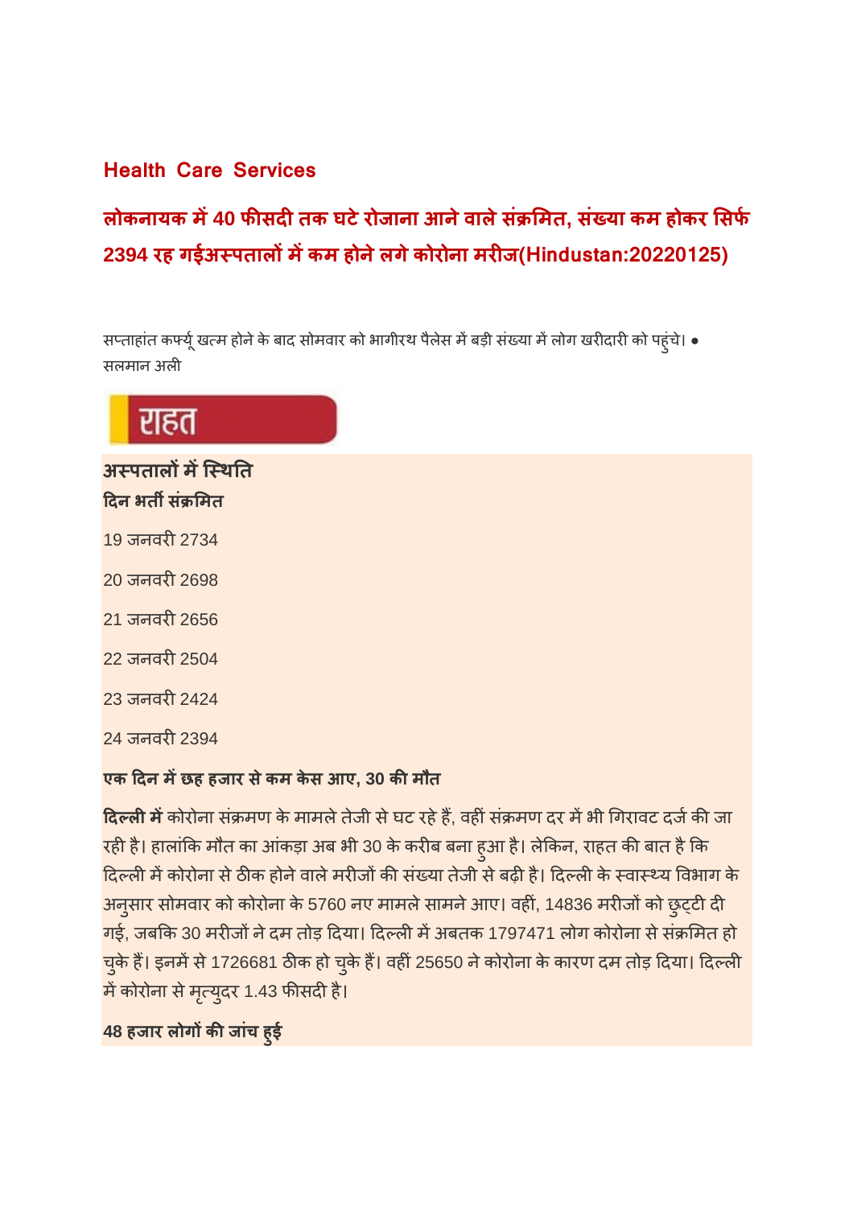## Health Care Services

## लोकनायक में 40 फीसदी तक घटे रोजाना आने वाले संक्रमित, संख्या कम होकर सिर्फ 2394 रह गईअस्पतालों में कम होने लगे कोरोना मरीज(Hindustan:20220125)

सप्ताहांत कर्फ्यू खत्म होने के बाद सोमवार को भागीरथ पैलेस में बड़ी संख्या में लोग खरीदारी को पहुंचे। • सलमान अली

राहत

**अस्पतालों में स्थिति**

| दिन | भर्ती संक्रमित |
|---|---|
| 19 जनवरी | 2734 |
| 20 जनवरी | 2698 |
| 21 जनवरी | 2656 |
| 22 जनवरी | 2504 |
| 23 जनवरी | 2424 |
| 24 जनवरी | 2394 |

**एक दिन में छह हजार से कम केस आए, 30 की मौत**

**दिल्ली में** कोरोना संक्रमण के मामले तेजी से घट रहे हैं, वहीं संक्रमण दर में भी गिरावट दर्ज की जा रही है। हालांकि मौत का आंकड़ा अब भी 30 के करीब बना हुआ है। लेकिन, राहत की बात है कि दिल्ली में कोरोना से ठीक होने वाले मरीजों की संख्या तेजी से बढ़ी है। दिल्ली के स्वास्थ्य विभाग के अनुसार सोमवार को कोरोना के 5760 नए मामले सामने आए। वहीं, 14836 मरीजों को छुट्टी दी गई, जबकि 30 मरीजों ने दम तोड़ दिया। दिल्ली में अबतक 1797471 लोग कोरोना से संक्रमित हो चुके हैं। इनमें से 1726681 ठीक हो चुके हैं। वहीं 25650 ने कोरोना के कारण दम तोड़ दिया। दिल्ली में कोरोना से मृत्युदर 1.43 फीसदी है।

**48 हजार लोगों की जांच हुई**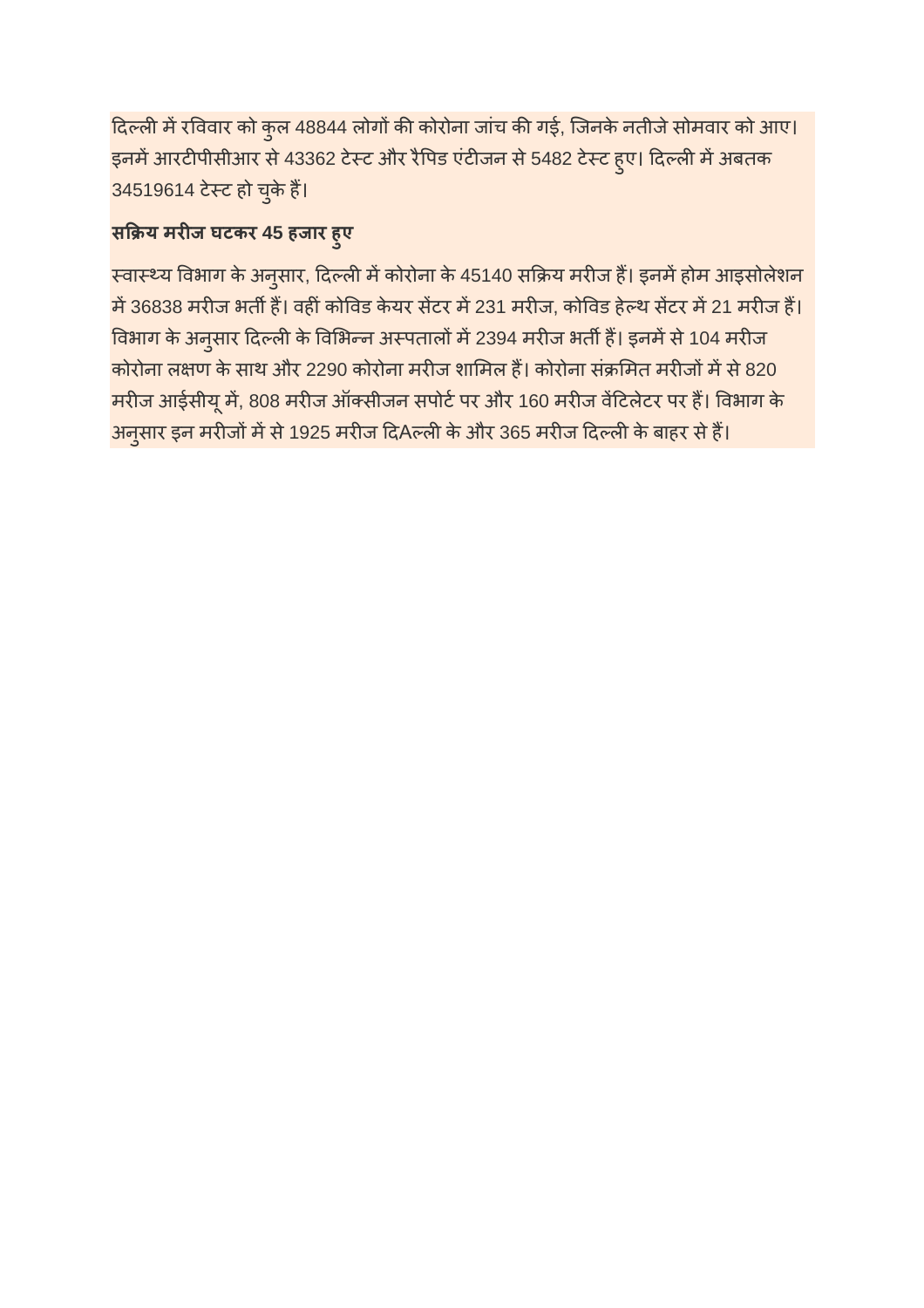दिल्ली में रविवार को कुल 48844 लोगों की कोरोना जांच की गई, जिनके नतीजे सोमवार को आए। इनमें आरटीपीसीआर से 43362 टेस्ट और रैपिड एंटीजन से 5482 टेस्ट हुए। दिल्ली में अबतक 34519614 टेस्ट हो चुके हैं।

**सक्रिय मरीज घटकर 45 हजार हुए**

स्वास्थ्य विभाग के अनुसार, दिल्ली में कोरोना के 45140 सक्रिय मरीज हैं। इनमें होम आइसोलेशन में 36838 मरीज भर्ती हैं। वहीं कोविड केयर सेंटर में 231 मरीज, कोविड हेल्थ सेंटर में 21 मरीज हैं। विभाग के अनुसार दिल्ली के विभिन्न अस्पतालों में 2394 मरीज भर्ती हैं। इनमें से 104 मरीज कोरोना लक्षण के साथ और 2290 कोरोना मरीज शामिल हैं। कोरोना संक्रमित मरीजों में से 820 मरीज आईसीयू में, 808 मरीज ऑक्सीजन सपोर्ट पर और 160 मरीज वेंटिलेटर पर हैं। विभाग के अनुसार इन मरीजों में से 1925 मरीज दिAल्ली के और 365 मरीज दिल्ली के बाहर से हैं।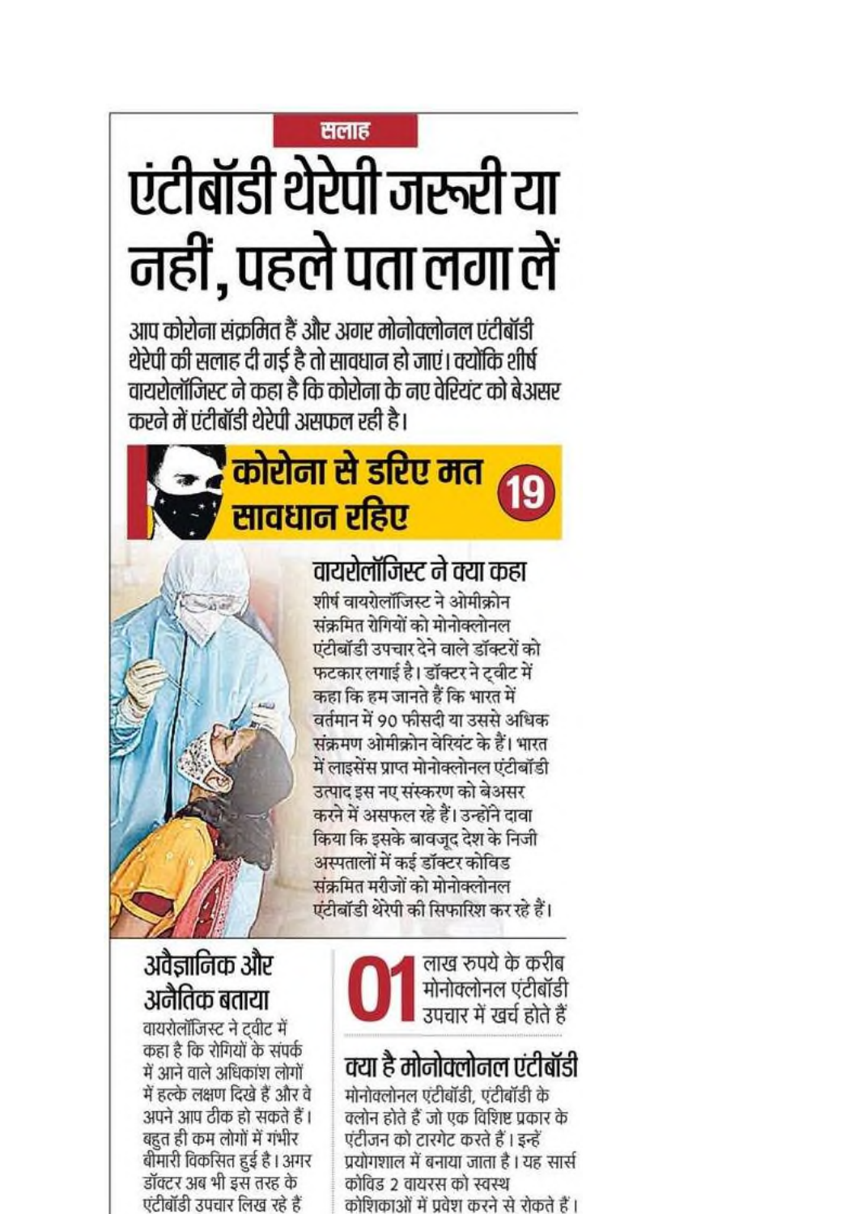सलाह

# एंटीबॉडी थेरेपी जरूरी या नहीं, पहले पता लगा लें

आप कोरोना संक्रमित हैं और अगर मोनोक्लोनल एंटीबॉडी थेरेपी की सलाह दी गई है तो सावधान हो जाएं। क्योंकि शीर्ष वायरोलॉजिस्ट ने कहा है कि कोरोना के नए वेरियंट को बेअसर करने में एंटीबॉडी थेरेपी असफल रही है।

**कोरोना से डरिए मत सावधान रहिए 19**

## वायरोलॉजिस्ट ने क्या कहा

शीर्ष वायरोलॉजिस्ट ने ओमीक्रोन संक्रमित रोगियों को मोनोक्लोनल एंटीबॉडी उपचार देने वाले डॉक्टरों को फटकार लगाई है। डॉक्टर ने ट्वीट में कहा कि हम जानते हैं कि भारत में वर्तमान में 90 फीसदी या उससे अधिक संक्रमण ओमीक्रोन वेरियंट के हैं। भारत में लाइसेंस प्राप्त मोनोक्लोनल एंटीबॉडी उत्पाद इस नए संस्करण को बेअसर करने में असफल रहे हैं। उन्होंने दावा किया कि इसके बावजूद देश के निजी अस्पतालों में कई डॉक्टर कोविड संक्रमित मरीजों को मोनोक्लोनल एंटीबॉडी थेरेपी की सिफारिश कर रहे हैं।

## अवैज्ञानिक और अनैतिक बताया

वायरोलॉजिस्ट ने ट्वीट में कहा है कि रोगियों के संपर्क में आने वाले अधिकांश लोगों में हल्के लक्षण दिखे हैं और वे अपने आप ठीक हो सकते हैं। बहुत ही कम लोगों में गंभीर बीमारी विकसित हुई है। अगर डॉक्टर अब भी इस तरह के एंटीबॉडी उपचार लिख रहे हैं

**01** लाख रुपये के करीब मोनोक्लोनल एंटीबॉडी उपचार में खर्च होते हैं

## क्या है मोनोक्लोनल एंटीबॉडी

मोनोक्लोनल एंटीबॉडी, एंटीबॉडी के क्लोन होते हैं जो एक विशिष्ट प्रकार के एंटीजन को टारगेट करते हैं। इन्हें प्रयोगशाला में बनाया जाता है। यह सार्स कोविड 2 वायरस को स्वस्थ कोशिकाओं में प्रवेश करने से रोकते हैं।